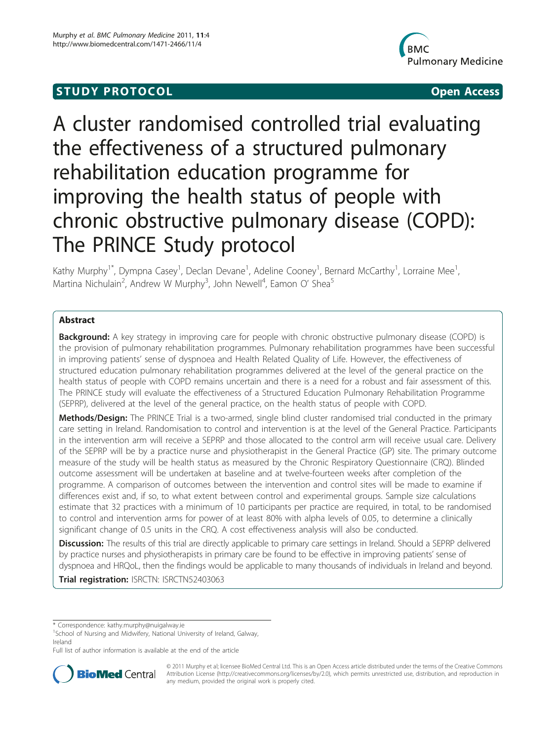STUDY PROTOCOL **Open Access**

# A cluster randomised controlled trial evaluating the effectiveness of a structured pulmonary rehabilitation education programme for improving the health status of people with chronic obstructive pulmonary disease (COPD): The PRINCE Study protocol

Kathy Murphy[1*], Dympna Casey[1], Declan Devane[1], Adeline Cooney[1], Bernard McCarthy[1], Lorraine Mee[1], Martina Nichulain[2], Andrew W Murphy[3], John Newell[4], Eamon O' Shea[5]

## Abstract

**Background:** A key strategy in improving care for people with chronic obstructive pulmonary disease (COPD) is the provision of pulmonary rehabilitation programmes. Pulmonary rehabilitation programmes have been successful in improving patients' sense of dyspnoea and Health Related Quality of Life. However, the effectiveness of structured education pulmonary rehabilitation programmes delivered at the level of the general practice on the health status of people with COPD remains uncertain and there is a need for a robust and fair assessment of this. The PRINCE study will evaluate the effectiveness of a Structured Education Pulmonary Rehabilitation Programme (SEPRP), delivered at the level of the general practice, on the health status of people with COPD.

**Methods/Design:** The PRINCE Trial is a two-armed, single blind cluster randomised trial conducted in the primary care setting in Ireland. Randomisation to control and intervention is at the level of the General Practice. Participants in the intervention arm will receive a SEPRP and those allocated to the control arm will receive usual care. Delivery of the SEPRP will be by a practice nurse and physiotherapist in the General Practice (GP) site. The primary outcome measure of the study will be health status as measured by the Chronic Respiratory Questionnaire (CRQ). Blinded outcome assessment will be undertaken at baseline and at twelve-fourteen weeks after completion of the programme. A comparison of outcomes between the intervention and control sites will be made to examine if differences exist and, if so, to what extent between control and experimental groups. Sample size calculations estimate that 32 practices with a minimum of 10 participants per practice are required, in total, to be randomised to control and intervention arms for power of at least 80% with alpha levels of 0.05, to determine a clinically significant change of 0.5 units in the CRQ. A cost effectiveness analysis will also be conducted.

**Discussion:** The results of this trial are directly applicable to primary care settings in Ireland. Should a SEPRP delivered by practice nurses and physiotherapists in primary care be found to be effective in improving patients' sense of dyspnoea and HRQoL, then the findings would be applicable to many thousands of individuals in Ireland and beyond.

**Trial registration:** ISRCTN: ISRCTN52403063

\* Correspondence: kathy.murphy@nuigalway.ie
[1]School of Nursing and Midwifery, National University of Ireland, Galway, Ireland
Full list of author information is available at the end of the article

© 2011 Murphy et al; licensee BioMed Central Ltd. This is an Open Access article distributed under the terms of the Creative Commons Attribution License (http://creativecommons.org/licenses/by/2.0), which permits unrestricted use, distribution, and reproduction in any medium, provided the original work is properly cited.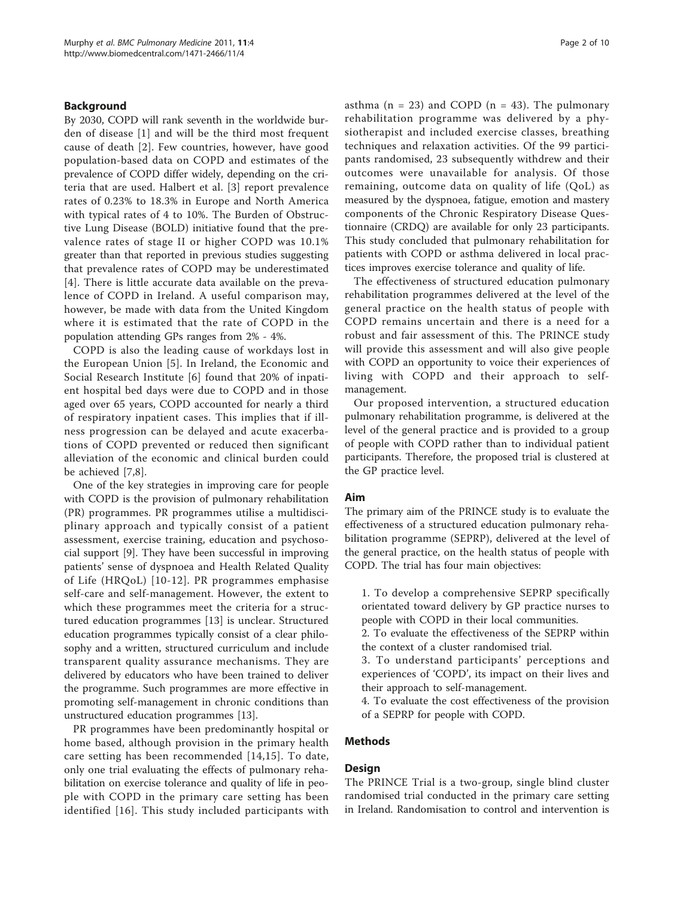## Background

By 2030, COPD will rank seventh in the worldwide burden of disease [1] and will be the third most frequent cause of death [2]. Few countries, however, have good population-based data on COPD and estimates of the prevalence of COPD differ widely, depending on the criteria that are used. Halbert et al. [3] report prevalence rates of 0.23% to 18.3% in Europe and North America with typical rates of 4 to 10%. The Burden of Obstructive Lung Disease (BOLD) initiative found that the prevalence rates of stage II or higher COPD was 10.1% greater than that reported in previous studies suggesting that prevalence rates of COPD may be underestimated [4]. There is little accurate data available on the prevalence of COPD in Ireland. A useful comparison may, however, be made with data from the United Kingdom where it is estimated that the rate of COPD in the population attending GPs ranges from 2% - 4%.

COPD is also the leading cause of workdays lost in the European Union [5]. In Ireland, the Economic and Social Research Institute [6] found that 20% of inpatient hospital bed days were due to COPD and in those aged over 65 years, COPD accounted for nearly a third of respiratory inpatient cases. This implies that if illness progression can be delayed and acute exacerbations of COPD prevented or reduced then significant alleviation of the economic and clinical burden could be achieved [7,8].

One of the key strategies in improving care for people with COPD is the provision of pulmonary rehabilitation (PR) programmes. PR programmes utilise a multidisciplinary approach and typically consist of a patient assessment, exercise training, education and psychosocial support [9]. They have been successful in improving patients' sense of dyspnoea and Health Related Quality of Life (HRQoL) [10-12]. PR programmes emphasise self-care and self-management. However, the extent to which these programmes meet the criteria for a structured education programmes [13] is unclear. Structured education programmes typically consist of a clear philosophy and a written, structured curriculum and include transparent quality assurance mechanisms. They are delivered by educators who have been trained to deliver the programme. Such programmes are more effective in promoting self-management in chronic conditions than unstructured education programmes [13].

PR programmes have been predominantly hospital or home based, although provision in the primary health care setting has been recommended [14,15]. To date, only one trial evaluating the effects of pulmonary rehabilitation on exercise tolerance and quality of life in people with COPD in the primary care setting has been identified [16]. This study included participants with asthma (n = 23) and COPD (n = 43). The pulmonary rehabilitation programme was delivered by a physiotherapist and included exercise classes, breathing techniques and relaxation activities. Of the 99 participants randomised, 23 subsequently withdrew and their outcomes were unavailable for analysis. Of those remaining, outcome data on quality of life (QoL) as measured by the dyspnoea, fatigue, emotion and mastery components of the Chronic Respiratory Disease Questionnaire (CRDQ) are available for only 23 participants. This study concluded that pulmonary rehabilitation for patients with COPD or asthma delivered in local practices improves exercise tolerance and quality of life.

The effectiveness of structured education pulmonary rehabilitation programmes delivered at the level of the general practice on the health status of people with COPD remains uncertain and there is a need for a robust and fair assessment of this. The PRINCE study will provide this assessment and will also give people with COPD an opportunity to voice their experiences of living with COPD and their approach to self-management.

Our proposed intervention, a structured education pulmonary rehabilitation programme, is delivered at the level of the general practice and is provided to a group of people with COPD rather than to individual patient participants. Therefore, the proposed trial is clustered at the GP practice level.

## Aim

The primary aim of the PRINCE study is to evaluate the effectiveness of a structured education pulmonary rehabilitation programme (SEPRP), delivered at the level of the general practice, on the health status of people with COPD. The trial has four main objectives:

1. To develop a comprehensive SEPRP specifically orientated toward delivery by GP practice nurses to people with COPD in their local communities.
2. To evaluate the effectiveness of the SEPRP within the context of a cluster randomised trial.
3. To understand participants' perceptions and experiences of 'COPD', its impact on their lives and their approach to self-management.
4. To evaluate the cost effectiveness of the provision of a SEPRP for people with COPD.

## Methods

### Design

The PRINCE Trial is a two-group, single blind cluster randomised trial conducted in the primary care setting in Ireland. Randomisation to control and intervention is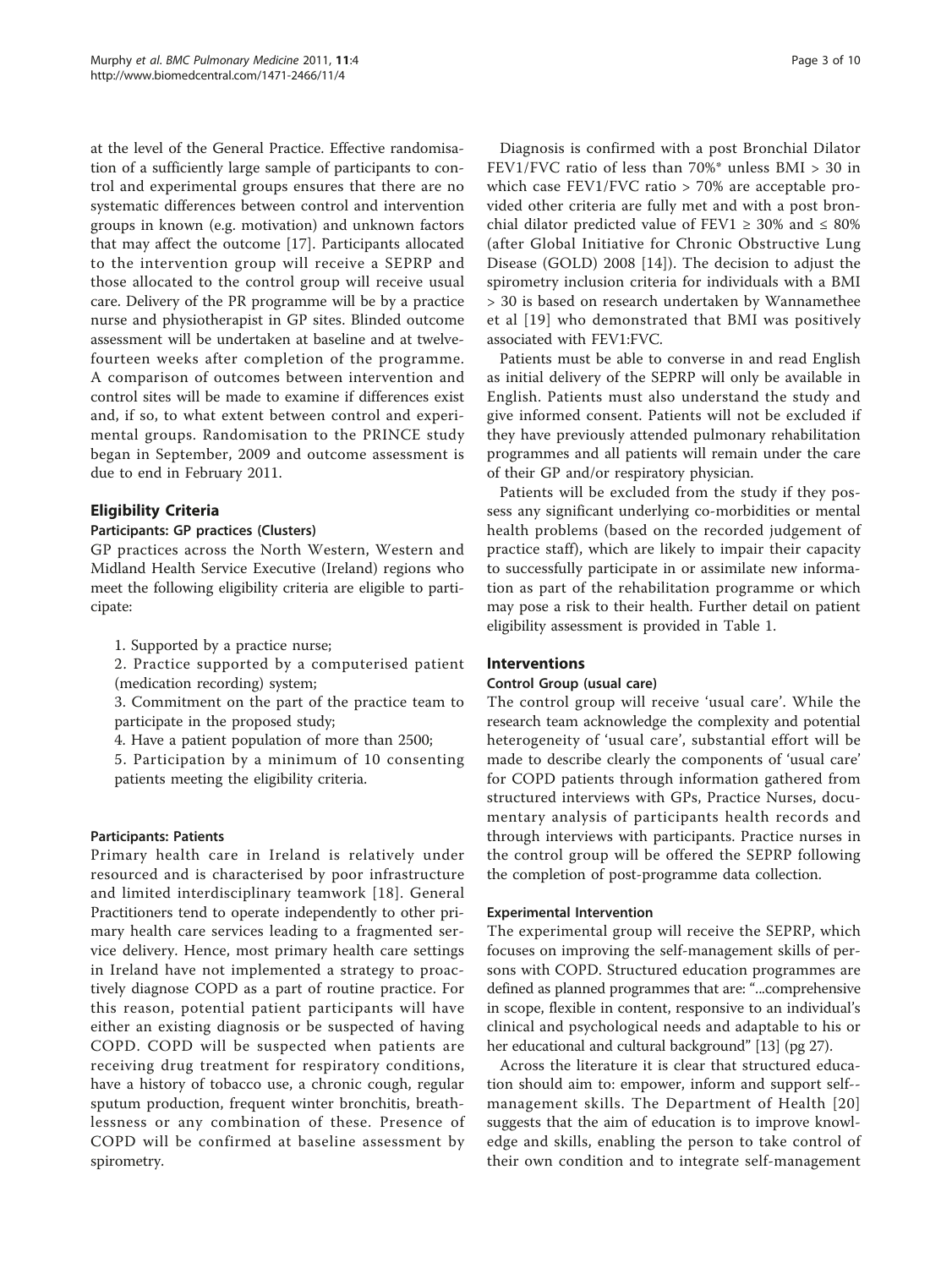at the level of the General Practice. Effective randomisation of a sufficiently large sample of participants to control and experimental groups ensures that there are no systematic differences between control and intervention groups in known (e.g. motivation) and unknown factors that may affect the outcome [17]. Participants allocated to the intervention group will receive a SEPRP and those allocated to the control group will receive usual care. Delivery of the PR programme will be by a practice nurse and physiotherapist in GP sites. Blinded outcome assessment will be undertaken at baseline and at twelve-fourteen weeks after completion of the programme. A comparison of outcomes between intervention and control sites will be made to examine if differences exist and, if so, to what extent between control and experimental groups. Randomisation to the PRINCE study began in September, 2009 and outcome assessment is due to end in February 2011.

## Eligibility Criteria

### Participants: GP practices (Clusters)

GP practices across the North Western, Western and Midland Health Service Executive (Ireland) regions who meet the following eligibility criteria are eligible to participate:

1. Supported by a practice nurse;
2. Practice supported by a computerised patient (medication recording) system;
3. Commitment on the part of the practice team to participate in the proposed study;
4. Have a patient population of more than 2500;
5. Participation by a minimum of 10 consenting patients meeting the eligibility criteria.

### Participants: Patients

Primary health care in Ireland is relatively under resourced and is characterised by poor infrastructure and limited interdisciplinary teamwork [18]. General Practitioners tend to operate independently to other primary health care services leading to a fragmented service delivery. Hence, most primary health care settings in Ireland have not implemented a strategy to proactively diagnose COPD as a part of routine practice. For this reason, potential patient participants will have either an existing diagnosis or be suspected of having COPD. COPD will be suspected when patients are receiving drug treatment for respiratory conditions, have a history of tobacco use, a chronic cough, regular sputum production, frequent winter bronchitis, breathlessness or any combination of these. Presence of COPD will be confirmed at baseline assessment by spirometry.

Diagnosis is confirmed with a post Bronchial Dilator FEV1/FVC ratio of less than 70%* unless BMI > 30 in which case FEV1/FVC ratio > 70% are acceptable provided other criteria are fully met and with a post bronchial dilator predicted value of FEV1 ≥ 30% and ≤ 80% (after Global Initiative for Chronic Obstructive Lung Disease (GOLD) 2008 [14]). The decision to adjust the spirometry inclusion criteria for individuals with a BMI > 30 is based on research undertaken by Wannamethee et al [19] who demonstrated that BMI was positively associated with FEV1:FVC.

Patients must be able to converse in and read English as initial delivery of the SEPRP will only be available in English. Patients must also understand the study and give informed consent. Patients will not be excluded if they have previously attended pulmonary rehabilitation programmes and all patients will remain under the care of their GP and/or respiratory physician.

Patients will be excluded from the study if they possess any significant underlying co-morbidities or mental health problems (based on the recorded judgement of practice staff), which are likely to impair their capacity to successfully participate in or assimilate new information as part of the rehabilitation programme or which may pose a risk to their health. Further detail on patient eligibility assessment is provided in Table 1.

## Interventions

### Control Group (usual care)

The control group will receive 'usual care'. While the research team acknowledge the complexity and potential heterogeneity of 'usual care', substantial effort will be made to describe clearly the components of 'usual care' for COPD patients through information gathered from structured interviews with GPs, Practice Nurses, documentary analysis of participants health records and through interviews with participants. Practice nurses in the control group will be offered the SEPRP following the completion of post-programme data collection.

### Experimental Intervention

The experimental group will receive the SEPRP, which focuses on improving the self-management skills of persons with COPD. Structured education programmes are defined as planned programmes that are: "...comprehensive in scope, flexible in content, responsive to an individual's clinical and psychological needs and adaptable to his or her educational and cultural background" [13] (pg 27).

Across the literature it is clear that structured education should aim to: empower, inform and support self--management skills. The Department of Health [20] suggests that the aim of education is to improve knowledge and skills, enabling the person to take control of their own condition and to integrate self-management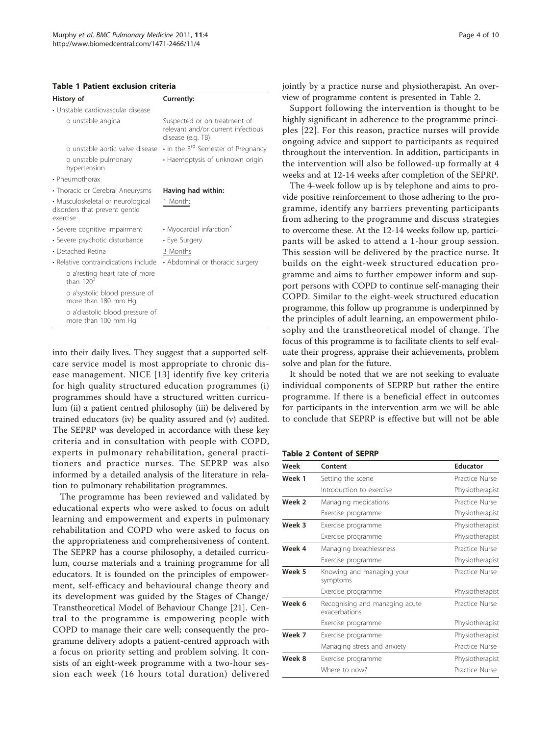**Table 1 Patient exclusion criteria**

| History of | Currently: |
|---|---|
| • Unstable cardiovascular disease | |
| o unstable angina | Suspected or on treatment of relevant and/or current infectious disease (e.g. TB) |
| o unstable aortic valve disease | • In the 3rd Semester of Pregnancy |
| o unstable pulmonary hypertension | • Haemoptysis of unknown origin |
| • Pneumothorax | |
| • Thoracic or Cerebral Aneurysms | **Having had within:** |
| • Musculoskeletal or neurological disorders that prevent gentle exercise | 1 Month: |
| • Severe cognitive impairment | • Myocardial infarction[3] |
| • Severe psychotic disturbance | • Eye Surgery |
| • Detached Retina | 3 Months |
| • Relative contraindications include | • Abdominal or thoracic surgery |
| o a'resting heart rate of more than 120[3] | |
| o a'systolic blood pressure of more than 180 mm Hg | |
| o a'diastolic blood pressure of more than 100 mm Hg | |

into their daily lives. They suggest that a supported self-care service model is most appropriate to chronic disease management. NICE [13] identify five key criteria for high quality structured education programmes (i) programmes should have a structured written curriculum (ii) a patient centred philosophy (iii) be delivered by trained educators (iv) be quality assured and (v) audited. The SEPRP was developed in accordance with these key criteria and in consultation with people with COPD, experts in pulmonary rehabilitation, general practitioners and practice nurses. The SEPRP was also informed by a detailed analysis of the literature in relation to pulmonary rehabilitation programmes.

The programme has been reviewed and validated by educational experts who were asked to focus on adult learning and empowerment and experts in pulmonary rehabilitation and COPD who were asked to focus on the appropriateness and comprehensiveness of content. The SEPRP has a course philosophy, a detailed curriculum, course materials and a training programme for all educators. It is founded on the principles of empowerment, self-efficacy and behavioural change theory and its development was guided by the Stages of Change/Transtheoretical Model of Behaviour Change [21]. Central to the programme is empowering people with COPD to manage their care well; consequently the programme delivery adopts a patient-centred approach with a focus on priority setting and problem solving. It consists of an eight-week programme with a two-hour session each week (16 hours total duration) delivered jointly by a practice nurse and physiotherapist. An overview of programme content is presented in Table 2.

Support following the intervention is thought to be highly significant in adherence to the programme principles [22]. For this reason, practice nurses will provide ongoing advice and support to participants as required throughout the intervention. In addition, participants in the intervention will also be followed-up formally at 4 weeks and at 12-14 weeks after completion of the SEPRP.

The 4-week follow up is by telephone and aims to provide positive reinforcement to those adhering to the programme, identify any barriers preventing participants from adhering to the programme and discuss strategies to overcome these. At the 12-14 weeks follow up, participants will be asked to attend a 1-hour group session. This session will be delivered by the practice nurse. It builds on the eight-week structured education programme and aims to further empower inform and support persons with COPD to continue self-managing their COPD. Similar to the eight-week structured education programme, this follow up programme is underpinned by the principles of adult learning, an empowerment philosophy and the transtheoretical model of change. The focus of this programme is to facilitate clients to self evaluate their progress, appraise their achievements, problem solve and plan for the future.

It should be noted that we are not seeking to evaluate individual components of SEPRP but rather the entire programme. If there is a beneficial effect in outcomes for participants in the intervention arm we will be able to conclude that SEPRP is effective but will not be able

**Table 2 Content of SEPRP**

| Week | Content | Educator |
|---|---|---|
| **Week 1** | Setting the scene | Practice Nurse |
| | Introduction to exercise | Physiotherapist |
| **Week 2** | Managing medications | Practice Nurse |
| | Exercise programme | Physiotherapist |
| **Week 3** | Exercise programme | Physiotherapist |
| | Exercise programme | Physiotherapist |
| **Week 4** | Managing breathlessness | Practice Nurse |
| | Exercise programme | Physiotherapist |
| **Week 5** | Knowing and managing your symptoms | Practice Nurse |
| | Exercise programme | Physiotherapist |
| **Week 6** | Recognising and managing acute exacerbations | Practice Nurse |
| | Exercise programme | Physiotherapist |
| **Week 7** | Exercise programme | Physiotherapist |
| | Managing stress and anxiety | Practice Nurse |
| **Week 8** | Exercise programme | Physiotherapist |
| | Where to now? | Practice Nurse |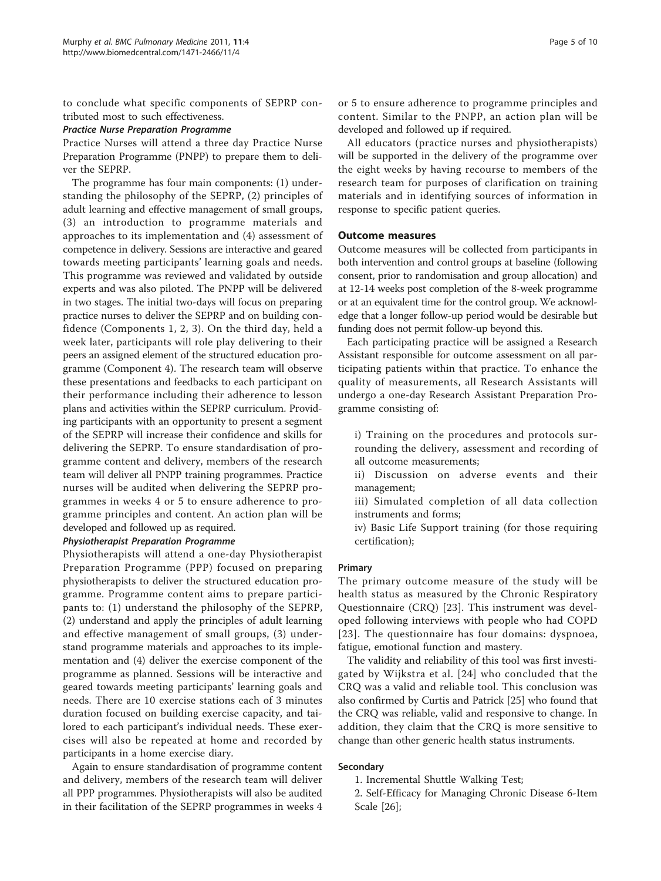to conclude what specific components of SEPRP contributed most to such effectiveness.

#### *Practice Nurse Preparation Programme*

Practice Nurses will attend a three day Practice Nurse Preparation Programme (PNPP) to prepare them to deliver the SEPRP.

The programme has four main components: (1) understanding the philosophy of the SEPRP, (2) principles of adult learning and effective management of small groups, (3) an introduction to programme materials and approaches to its implementation and (4) assessment of competence in delivery. Sessions are interactive and geared towards meeting participants' learning goals and needs. This programme was reviewed and validated by outside experts and was also piloted. The PNPP will be delivered in two stages. The initial two-days will focus on preparing practice nurses to deliver the SEPRP and on building confidence (Components 1, 2, 3). On the third day, held a week later, participants will role play delivering to their peers an assigned element of the structured education programme (Component 4). The research team will observe these presentations and feedbacks to each participant on their performance including their adherence to lesson plans and activities within the SEPRP curriculum. Providing participants with an opportunity to present a segment of the SEPRP will increase their confidence and skills for delivering the SEPRP. To ensure standardisation of programme content and delivery, members of the research team will deliver all PNPP training programmes. Practice nurses will be audited when delivering the SEPRP programmes in weeks 4 or 5 to ensure adherence to programme principles and content. An action plan will be developed and followed up as required.

#### *Physiotherapist Preparation Programme*

Physiotherapists will attend a one-day Physiotherapist Preparation Programme (PPP) focused on preparing physiotherapists to deliver the structured education programme. Programme content aims to prepare participants to: (1) understand the philosophy of the SEPRP, (2) understand and apply the principles of adult learning and effective management of small groups, (3) understand programme materials and approaches to its implementation and (4) deliver the exercise component of the programme as planned. Sessions will be interactive and geared towards meeting participants' learning goals and needs. There are 10 exercise stations each of 3 minutes duration focused on building exercise capacity, and tailored to each participant's individual needs. These exercises will also be repeated at home and recorded by participants in a home exercise diary.

Again to ensure standardisation of programme content and delivery, members of the research team will deliver all PPP programmes. Physiotherapists will also be audited in their facilitation of the SEPRP programmes in weeks 4 or 5 to ensure adherence to programme principles and content. Similar to the PNPP, an action plan will be developed and followed up if required.

All educators (practice nurses and physiotherapists) will be supported in the delivery of the programme over the eight weeks by having recourse to members of the research team for purposes of clarification on training materials and in identifying sources of information in response to specific patient queries.

## Outcome measures

Outcome measures will be collected from participants in both intervention and control groups at baseline (following consent, prior to randomisation and group allocation) and at 12-14 weeks post completion of the 8-week programme or at an equivalent time for the control group. We acknowledge that a longer follow-up period would be desirable but funding does not permit follow-up beyond this.

Each participating practice will be assigned a Research Assistant responsible for outcome assessment on all participating patients within that practice. To enhance the quality of measurements, all Research Assistants will undergo a one-day Research Assistant Preparation Programme consisting of:

i) Training on the procedures and protocols surrounding the delivery, assessment and recording of all outcome measurements;

ii) Discussion on adverse events and their management;

iii) Simulated completion of all data collection instruments and forms;

iv) Basic Life Support training (for those requiring certification);

### Primary

The primary outcome measure of the study will be health status as measured by the Chronic Respiratory Questionnaire (CRQ) [23]. This instrument was developed following interviews with people who had COPD [23]. The questionnaire has four domains: dyspnoea, fatigue, emotional function and mastery.

The validity and reliability of this tool was first investigated by Wijkstra et al. [24] who concluded that the CRQ was a valid and reliable tool. This conclusion was also confirmed by Curtis and Patrick [25] who found that the CRQ was reliable, valid and responsive to change. In addition, they claim that the CRQ is more sensitive to change than other generic health status instruments.

### Secondary

1. Incremental Shuttle Walking Test;
2. Self-Efficacy for Managing Chronic Disease 6-Item Scale [26];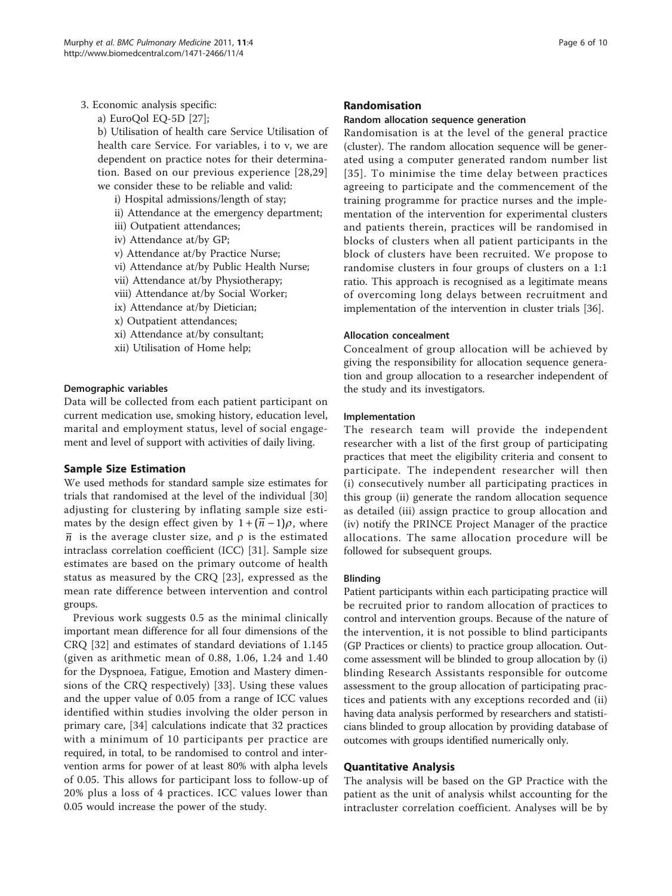3. Economic analysis specific:
   a) EuroQol EQ-5D [27];
   b) Utilisation of health care Service Utilisation of health care Service. For variables, i to v, we are dependent on practice notes for their determination. Based on our previous experience [28,29] we consider these to be reliable and valid:
      i) Hospital admissions/length of stay;
      ii) Attendance at the emergency department;
      iii) Outpatient attendances;
      iv) Attendance at/by GP;
      v) Attendance at/by Practice Nurse;
      vi) Attendance at/by Public Health Nurse;
      vii) Attendance at/by Physiotherapy;
      viii) Attendance at/by Social Worker;
      ix) Attendance at/by Dietician;
      x) Outpatient attendances;
      xi) Attendance at/by consultant;
      xii) Utilisation of Home help;

#### Demographic variables

Data will be collected from each patient participant on current medication use, smoking history, education level, marital and employment status, level of social engagement and level of support with activities of daily living.

### Sample Size Estimation

We used methods for standard sample size estimates for trials that randomised at the level of the individual [30] adjusting for clustering by inflating sample size estimates by the design effect given by $1+(\overline{n}-1)\rho$, where $\overline{n}$ is the average cluster size, and $\rho$ is the estimated intraclass correlation coefficient (ICC) [31]. Sample size estimates are based on the primary outcome of health status as measured by the CRQ [23], expressed as the mean rate difference between intervention and control groups.

Previous work suggests 0.5 as the minimal clinically important mean difference for all four dimensions of the CRQ [32] and estimates of standard deviations of 1.145 (given as arithmetic mean of 0.88, 1.06, 1.24 and 1.40 for the Dyspnoea, Fatigue, Emotion and Mastery dimensions of the CRQ respectively) [33]. Using these values and the upper value of 0.05 from a range of ICC values identified within studies involving the older person in primary care, [34] calculations indicate that 32 practices with a minimum of 10 participants per practice are required, in total, to be randomised to control and intervention arms for power of at least 80% with alpha levels of 0.05. This allows for participant loss to follow-up of 20% plus a loss of 4 practices. ICC values lower than 0.05 would increase the power of the study.

### Randomisation

#### Random allocation sequence generation

Randomisation is at the level of the general practice (cluster). The random allocation sequence will be generated using a computer generated random number list [35]. To minimise the time delay between practices agreeing to participate and the commencement of the training programme for practice nurses and the implementation of the intervention for experimental clusters and patients therein, practices will be randomised in blocks of clusters when all patient participants in the block of clusters have been recruited. We propose to randomise clusters in four groups of clusters on a 1:1 ratio. This approach is recognised as a legitimate means of overcoming long delays between recruitment and implementation of the intervention in cluster trials [36].

#### Allocation concealment

Concealment of group allocation will be achieved by giving the responsibility for allocation sequence generation and group allocation to a researcher independent of the study and its investigators.

#### Implementation

The research team will provide the independent researcher with a list of the first group of participating practices that meet the eligibility criteria and consent to participate. The independent researcher will then (i) consecutively number all participating practices in this group (ii) generate the random allocation sequence as detailed (iii) assign practice to group allocation and (iv) notify the PRINCE Project Manager of the practice allocations. The same allocation procedure will be followed for subsequent groups.

#### Blinding

Patient participants within each participating practice will be recruited prior to random allocation of practices to control and intervention groups. Because of the nature of the intervention, it is not possible to blind participants (GP Practices or clients) to practice group allocation. Outcome assessment will be blinded to group allocation by (i) blinding Research Assistants responsible for outcome assessment to the group allocation of participating practices and patients with any exceptions recorded and (ii) having data analysis performed by researchers and statisticians blinded to group allocation by providing database of outcomes with groups identified numerically only.

### Quantitative Analysis

The analysis will be based on the GP Practice with the patient as the unit of analysis whilst accounting for the intracluster correlation coefficient. Analyses will be by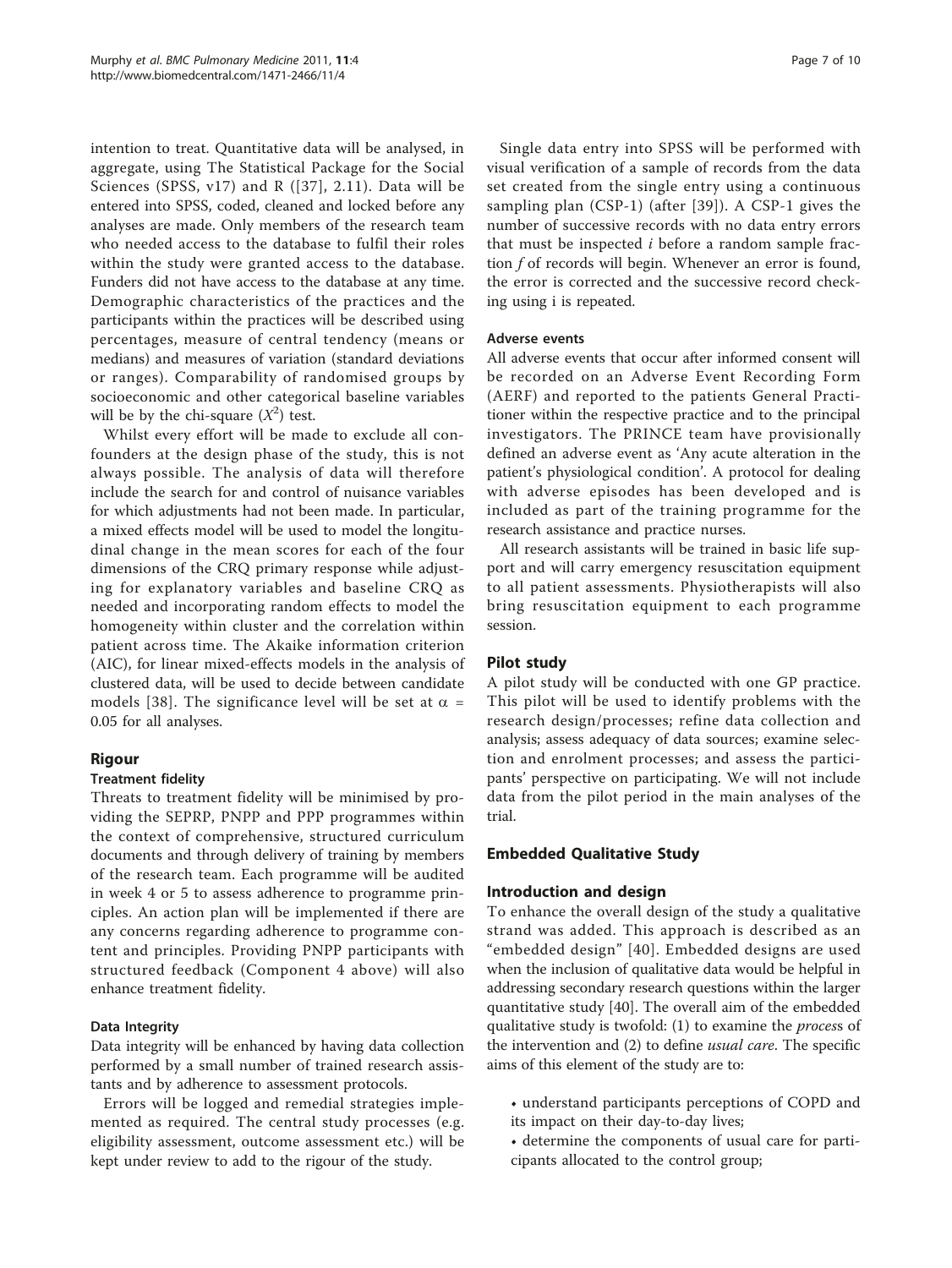intention to treat. Quantitative data will be analysed, in aggregate, using The Statistical Package for the Social Sciences (SPSS, v17) and R ([37], 2.11). Data will be entered into SPSS, coded, cleaned and locked before any analyses are made. Only members of the research team who needed access to the database to fulfil their roles within the study were granted access to the database. Funders did not have access to the database at any time. Demographic characteristics of the practices and the participants within the practices will be described using percentages, measure of central tendency (means or medians) and measures of variation (standard deviations or ranges). Comparability of randomised groups by socioeconomic and other categorical baseline variables will be by the chi-square ($X^2$) test.

Whilst every effort will be made to exclude all confounders at the design phase of the study, this is not always possible. The analysis of data will therefore include the search for and control of nuisance variables for which adjustments had not been made. In particular, a mixed effects model will be used to model the longitudinal change in the mean scores for each of the four dimensions of the CRQ primary response while adjusting for explanatory variables and baseline CRQ as needed and incorporating random effects to model the homogeneity within cluster and the correlation within patient across time. The Akaike information criterion (AIC), for linear mixed-effects models in the analysis of clustered data, will be used to decide between candidate models [38]. The significance level will be set at $\alpha$ = 0.05 for all analyses.

## Rigour

### Treatment fidelity

Threats to treatment fidelity will be minimised by providing the SEPRP, PNPP and PPP programmes within the context of comprehensive, structured curriculum documents and through delivery of training by members of the research team. Each programme will be audited in week 4 or 5 to assess adherence to programme principles. An action plan will be implemented if there are any concerns regarding adherence to programme content and principles. Providing PNPP participants with structured feedback (Component 4 above) will also enhance treatment fidelity.

### Data Integrity

Data integrity will be enhanced by having data collection performed by a small number of trained research assistants and by adherence to assessment protocols.

Errors will be logged and remedial strategies implemented as required. The central study processes (e.g. eligibility assessment, outcome assessment etc.) will be kept under review to add to the rigour of the study.

Single data entry into SPSS will be performed with visual verification of a sample of records from the data set created from the single entry using a continuous sampling plan (CSP-1) (after [39]). A CSP-1 gives the number of successive records with no data entry errors that must be inspected $i$ before a random sample fraction $f$ of records will begin. Whenever an error is found, the error is corrected and the successive record checking using i is repeated.

### Adverse events

All adverse events that occur after informed consent will be recorded on an Adverse Event Recording Form (AERF) and reported to the patients General Practitioner within the respective practice and to the principal investigators. The PRINCE team have provisionally defined an adverse event as 'Any acute alteration in the patient's physiological condition'. A protocol for dealing with adverse episodes has been developed and is included as part of the training programme for the research assistance and practice nurses.

All research assistants will be trained in basic life support and will carry emergency resuscitation equipment to all patient assessments. Physiotherapists will also bring resuscitation equipment to each programme session.

## Pilot study

A pilot study will be conducted with one GP practice. This pilot will be used to identify problems with the research design/processes; refine data collection and analysis; assess adequacy of data sources; examine selection and enrolment processes; and assess the participants' perspective on participating. We will not include data from the pilot period in the main analyses of the trial.

## Embedded Qualitative Study

## Introduction and design

To enhance the overall design of the study a qualitative strand was added. This approach is described as an "embedded design" [40]. Embedded designs are used when the inclusion of qualitative data would be helpful in addressing secondary research questions within the larger quantitative study [40]. The overall aim of the embedded qualitative study is twofold: (1) to examine the *process* of the intervention and (2) to define *usual care.* The specific aims of this element of the study are to:

- understand participants perceptions of COPD and its impact on their day-to-day lives;
- determine the components of usual care for participants allocated to the control group;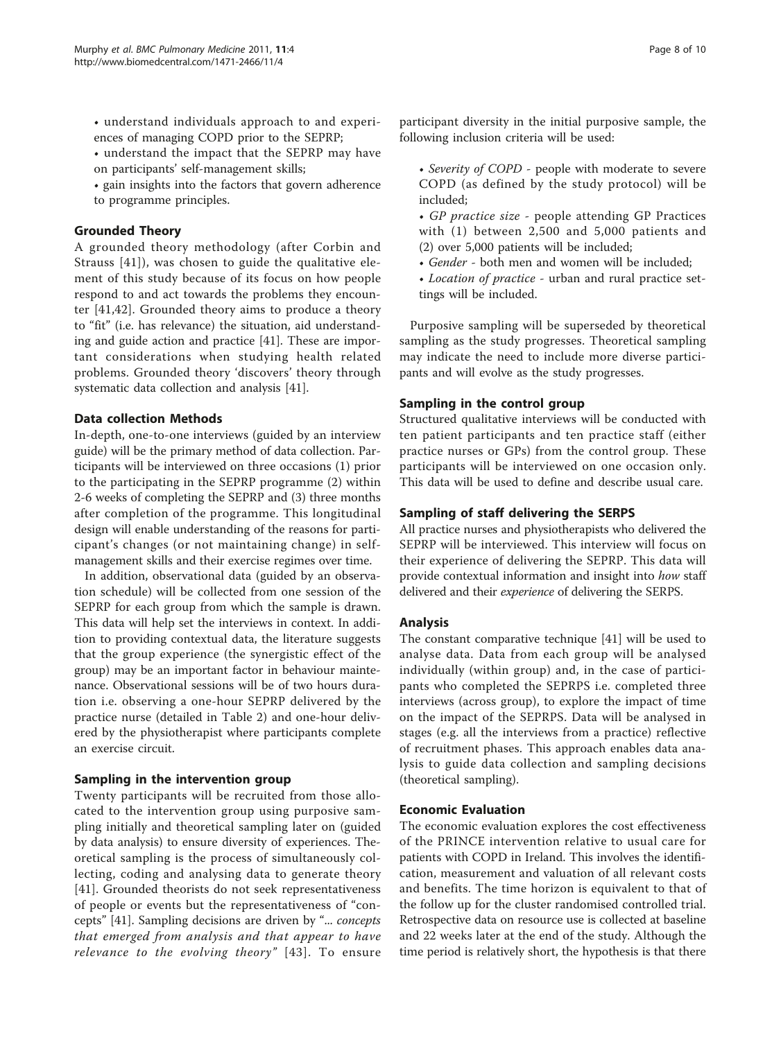- understand individuals approach to and experiences of managing COPD prior to the SEPRP;
- understand the impact that the SEPRP may have on participants' self-management skills;
- gain insights into the factors that govern adherence to programme principles.

## Grounded Theory

A grounded theory methodology (after Corbin and Strauss [41]), was chosen to guide the qualitative element of this study because of its focus on how people respond to and act towards the problems they encounter [41,42]. Grounded theory aims to produce a theory to "fit" (i.e. has relevance) the situation, aid understanding and guide action and practice [41]. These are important considerations when studying health related problems. Grounded theory 'discovers' theory through systematic data collection and analysis [41].

## Data collection Methods

In-depth, one-to-one interviews (guided by an interview guide) will be the primary method of data collection. Participants will be interviewed on three occasions (1) prior to the participating in the SEPRP programme (2) within 2-6 weeks of completing the SEPRP and (3) three months after completion of the programme. This longitudinal design will enable understanding of the reasons for participant's changes (or not maintaining change) in self-management skills and their exercise regimes over time.

In addition, observational data (guided by an observation schedule) will be collected from one session of the SEPRP for each group from which the sample is drawn. This data will help set the interviews in context. In addition to providing contextual data, the literature suggests that the group experience (the synergistic effect of the group) may be an important factor in behaviour maintenance. Observational sessions will be of two hours duration i.e. observing a one-hour SEPRP delivered by the practice nurse (detailed in Table 2) and one-hour delivered by the physiotherapist where participants complete an exercise circuit.

## Sampling in the intervention group

Twenty participants will be recruited from those allocated to the intervention group using purposive sampling initially and theoretical sampling later on (guided by data analysis) to ensure diversity of experiences. Theoretical sampling is the process of simultaneously collecting, coding and analysing data to generate theory [41]. Grounded theorists do not seek representativeness of people or events but the representativeness of "concepts" [41]. Sampling decisions are driven by "... *concepts that emerged from analysis and that appear to have relevance to the evolving theory*" [43]. To ensure participant diversity in the initial purposive sample, the following inclusion criteria will be used:

- *Severity of COPD* - people with moderate to severe COPD (as defined by the study protocol) will be included;
- *GP practice size* - people attending GP Practices with (1) between 2,500 and 5,000 patients and (2) over 5,000 patients will be included;
- *Gender* - both men and women will be included;
- *Location of practice* - urban and rural practice settings will be included.

Purposive sampling will be superseded by theoretical sampling as the study progresses. Theoretical sampling may indicate the need to include more diverse participants and will evolve as the study progresses.

## Sampling in the control group

Structured qualitative interviews will be conducted with ten patient participants and ten practice staff (either practice nurses or GPs) from the control group. These participants will be interviewed on one occasion only. This data will be used to define and describe usual care.

## Sampling of staff delivering the SERPS

All practice nurses and physiotherapists who delivered the SEPRP will be interviewed. This interview will focus on their experience of delivering the SEPRP. This data will provide contextual information and insight into *how* staff delivered and their *experience* of delivering the SERPS.

## Analysis

The constant comparative technique [41] will be used to analyse data. Data from each group will be analysed individually (within group) and, in the case of participants who completed the SEPRPS i.e. completed three interviews (across group), to explore the impact of time on the impact of the SEPRPS. Data will be analysed in stages (e.g. all the interviews from a practice) reflective of recruitment phases. This approach enables data analysis to guide data collection and sampling decisions (theoretical sampling).

## Economic Evaluation

The economic evaluation explores the cost effectiveness of the PRINCE intervention relative to usual care for patients with COPD in Ireland. This involves the identification, measurement and valuation of all relevant costs and benefits. The time horizon is equivalent to that of the follow up for the cluster randomised controlled trial. Retrospective data on resource use is collected at baseline and 22 weeks later at the end of the study. Although the time period is relatively short, the hypothesis is that there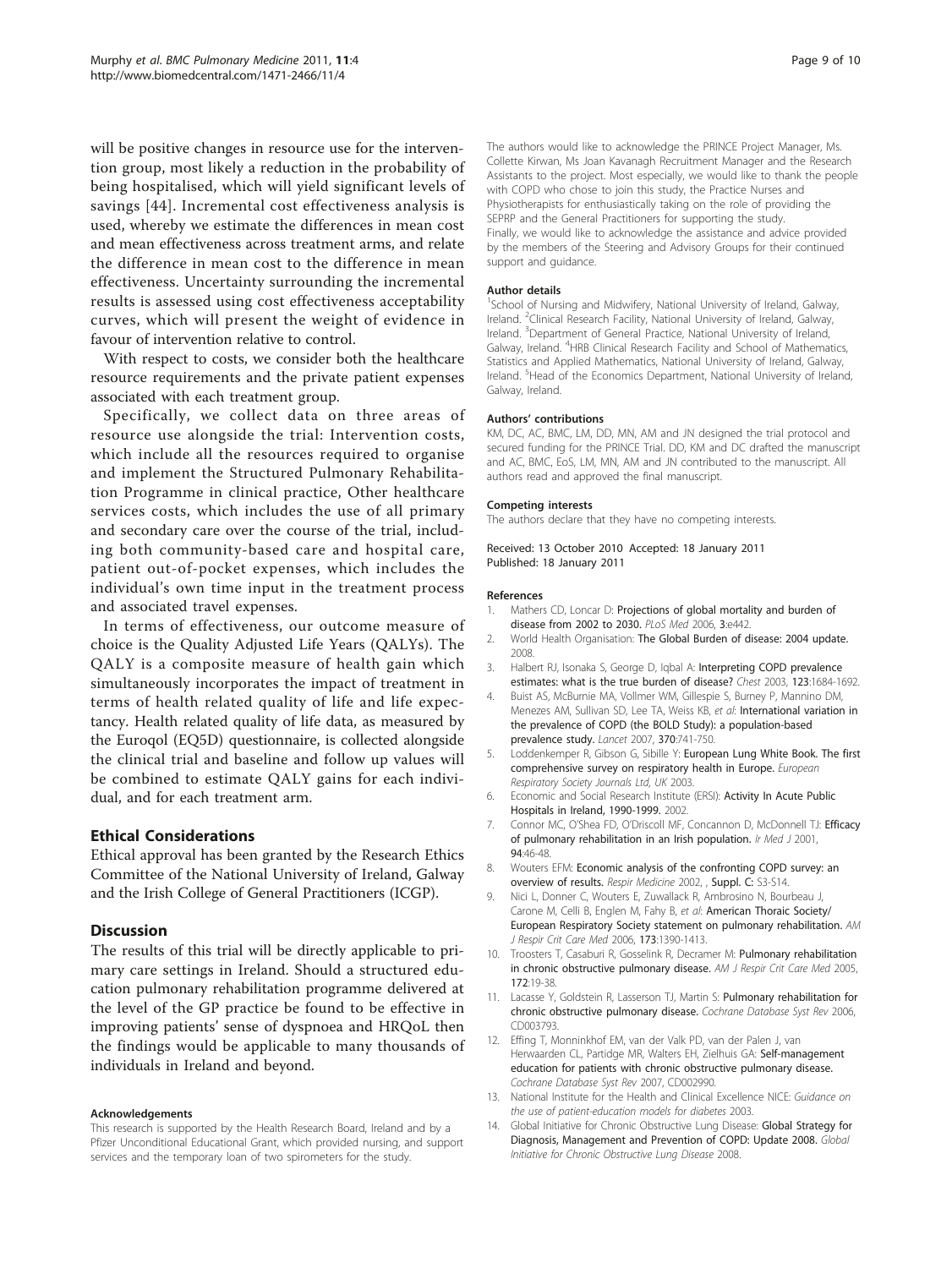will be positive changes in resource use for the intervention group, most likely a reduction in the probability of being hospitalised, which will yield significant levels of savings [44]. Incremental cost effectiveness analysis is used, whereby we estimate the differences in mean cost and mean effectiveness across treatment arms, and relate the difference in mean cost to the difference in mean effectiveness. Uncertainty surrounding the incremental results is assessed using cost effectiveness acceptability curves, which will present the weight of evidence in favour of intervention relative to control.

With respect to costs, we consider both the healthcare resource requirements and the private patient expenses associated with each treatment group.

Specifically, we collect data on three areas of resource use alongside the trial: Intervention costs, which include all the resources required to organise and implement the Structured Pulmonary Rehabilitation Programme in clinical practice, Other healthcare services costs, which includes the use of all primary and secondary care over the course of the trial, including both community-based care and hospital care, patient out-of-pocket expenses, which includes the individual's own time input in the treatment process and associated travel expenses.

In terms of effectiveness, our outcome measure of choice is the Quality Adjusted Life Years (QALYs). The QALY is a composite measure of health gain which simultaneously incorporates the impact of treatment in terms of health related quality of life and life expectancy. Health related quality of life data, as measured by the Euroqol (EQ5D) questionnaire, is collected alongside the clinical trial and baseline and follow up values will be combined to estimate QALY gains for each individual, and for each treatment arm.

## Ethical Considerations

Ethical approval has been granted by the Research Ethics Committee of the National University of Ireland, Galway and the Irish College of General Practitioners (ICGP).

## Discussion

The results of this trial will be directly applicable to primary care settings in Ireland. Should a structured education pulmonary rehabilitation programme delivered at the level of the GP practice be found to be effective in improving patients' sense of dyspnoea and HRQoL then the findings would be applicable to many thousands of individuals in Ireland and beyond.

#### Acknowledgements

This research is supported by the Health Research Board, Ireland and by a Pfizer Unconditional Educational Grant, which provided nursing, and support services and the temporary loan of two spirometers for the study.

The authors would like to acknowledge the PRINCE Project Manager, Ms. Collette Kirwan, Ms Joan Kavanagh Recruitment Manager and the Research Assistants to the project. Most especially, we would like to thank the people with COPD who chose to join this study, the Practice Nurses and Physiotherapists for enthusiastically taking on the role of providing the SEPRP and the General Practitioners for supporting the study.
Finally, we would like to acknowledge the assistance and advice provided by the members of the Steering and Advisory Groups for their continued support and guidance.

#### Author details

[1]School of Nursing and Midwifery, National University of Ireland, Galway, Ireland. [2]Clinical Research Facility, National University of Ireland, Galway, Ireland. [3]Department of General Practice, National University of Ireland, Galway, Ireland. [4]HRB Clinical Research Facility and School of Mathematics, Statistics and Applied Mathematics, National University of Ireland, Galway, Ireland. [5]Head of the Economics Department, National University of Ireland, Galway, Ireland.

#### Authors' contributions

KM, DC, AC, BMC, LM, DD, MN, AM and JN designed the trial protocol and secured funding for the PRINCE Trial. DD, KM and DC drafted the manuscript and AC, BMC, EoS, LM, MN, AM and JN contributed to the manuscript. All authors read and approved the final manuscript.

#### Competing interests

The authors declare that they have no competing interests.

Received: 13 October 2010 Accepted: 18 January 2011
Published: 18 January 2011

#### References

1. Mathers CD, Loncar D: **Projections of global mortality and burden of disease from 2002 to 2030.** *PLoS Med* 2006, **3**:e442.
2. World Health Organisation: **The Global Burden of disease: 2004 update.** 2008.
3. Halbert RJ, Isonaka S, George D, Iqbal A: **Interpreting COPD prevalence estimates: what is the true burden of disease?** *Chest* 2003, **123**:1684-1692.
4. Buist AS, McBurnie MA, Vollmer WM, Gillespie S, Burney P, Mannino DM, Menezes AM, Sullivan SD, Lee TA, Weiss KB, *et al*: **International variation in the prevalence of COPD (the BOLD Study): a population-based prevalence study.** *Lancet* 2007, **370**:741-750.
5. Loddenkemper R, Gibson G, Sibille Y: **European Lung White Book. The first comprehensive survey on respiratory health in Europe.** *European Respiratory Society Journals Ltd, UK* 2003.
6. Economic and Social Research Institute (ERSI): **Activity In Acute Public Hospitals in Ireland, 1990-1999.** 2002.
7. Connor MC, O'Shea FD, O'Driscoll MF, Concannon D, McDonnell TJ: **Efficacy of pulmonary rehabilitation in an Irish population.** *Ir Med J* 2001, **94**:46-48.
8. Wouters EFM: **Economic analysis of the confronting COPD survey: an overview of results.** *Respir Medicine* 2002, , **Suppl. C**: S3-S14.
9. Nici L, Donner C, Wouters E, Zuwallack R, Ambrosino N, Bourbeau J, Carone M, Celli B, Englen M, Fahy B, *et al*: **American Thoraic Society/ European Respiratory Society statement on pulmonary rehabilitation.** *AM J Respir Crit Care Med* 2006, **173**:1390-1413.
10. Troosters T, Casaburi R, Gosselink R, Decramer M: **Pulmonary rehabilitation in chronic obstructive pulmonary disease.** *AM J Respir Crit Care Med* 2005, **172**:19-38.
11. Lacasse Y, Goldstein R, Lasserson TJ, Martin S: **Pulmonary rehabilitation for chronic obstructive pulmonary disease.** *Cochrane Database Syst Rev* 2006, CD003793.
12. Effing T, Monninkhof EM, van der Valk PD, van der Palen J, van Herwaarden CL, Partidge MR, Walters EH, Zielhuis GA: **Self-management education for patients with chronic obstructive pulmonary disease.** *Cochrane Database Syst Rev* 2007, CD002990.
13. National Institute for the Health and Clinical Excellence NICE: *Guidance on the use of patient-education models for diabetes* 2003.
14. Global Initiative for Chronic Obstructive Lung Disease: **Global Strategy for Diagnosis, Management and Prevention of COPD: Update 2008.** *Global Initiative for Chronic Obstructive Lung Disease* 2008.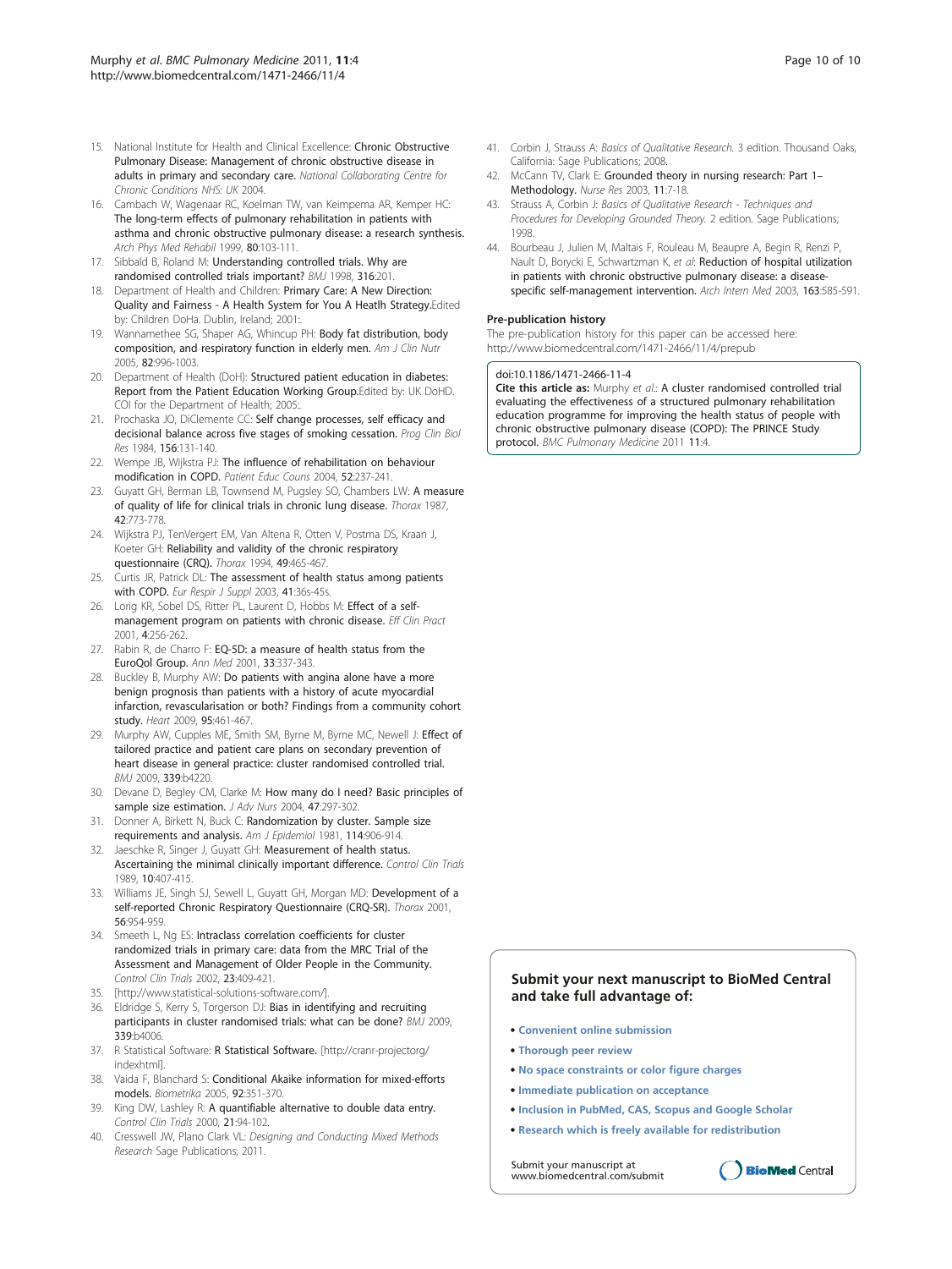15. National Institute for Health and Clinical Excellence: **Chronic Obstructive Pulmonary Disease: Management of chronic obstructive disease in adults in primary and secondary care.** *National Collaborating Centre for Chronic Conditions NHS: UK* 2004.
16. Cambach W, Wagenaar RC, Koelman TW, van Keimpema AR, Kemper HC: **The long-term effects of pulmonary rehabilitation in patients with asthma and chronic obstructive pulmonary disease: a research synthesis.** *Arch Phys Med Rehabil* 1999, **80**:103-111.
17. Sibbald B, Roland M: **Understanding controlled trials. Why are randomised controlled trials important?** *BMJ* 1998, **316**:201.
18. Department of Health and Children: **Primary Care: A New Direction: Quality and Fairness - A Health System for You A Heatlh Strategy.**Edited by: Children DoHa. Dublin, Ireland; 2001:.
19. Wannamethee SG, Shaper AG, Whincup PH: **Body fat distribution, body composition, and respiratory function in elderly men.** *Am J Clin Nutr* 2005, **82**:996-1003.
20. Department of Health (DoH): **Structured patient education in diabetes: Report from the Patient Education Working Group.**Edited by: UK DoHD. COI for the Department of Health; 2005:.
21. Prochaska JO, DiClemente CC: **Self change processes, self efficacy and decisional balance across five stages of smoking cessation.** *Prog Clin Biol Res* 1984, **156**:131-140.
22. Wempe JB, Wijkstra PJ: **The influence of rehabilitation on behaviour modification in COPD.** *Patient Educ Couns* 2004, **52**:237-241.
23. Guyatt GH, Berman LB, Townsend M, Pugsley SO, Chambers LW: **A measure of quality of life for clinical trials in chronic lung disease.** *Thorax* 1987, **42**:773-778.
24. Wijkstra PJ, TenVergert EM, Van Altena R, Otten V, Postma DS, Kraan J, Koeter GH: **Reliability and validity of the chronic respiratory questionnaire (CRQ).** *Thorax* 1994, **49**:465-467.
25. Curtis JR, Patrick DL: **The assessment of health status among patients with COPD.** *Eur Respir J Suppl* 2003, **41**:36s-45s.
26. Lorig KR, Sobel DS, Ritter PL, Laurent D, Hobbs M: **Effect of a self-management program on patients with chronic disease.** *Eff Clin Pract* 2001, **4**:256-262.
27. Rabin R, de Charro F: **EQ-5D: a measure of health status from the EuroQol Group.** *Ann Med* 2001, **33**:337-343.
28. Buckley B, Murphy AW: **Do patients with angina alone have a more benign prognosis than patients with a history of acute myocardial infarction, revascularisation or both? Findings from a community cohort study.** *Heart* 2009, **95**:461-467.
29. Murphy AW, Cupples ME, Smith SM, Byrne M, Byrne MC, Newell J: **Effect of tailored practice and patient care plans on secondary prevention of heart disease in general practice: cluster randomised controlled trial.** *BMJ* 2009, **339**:b4220.
30. Devane D, Begley CM, Clarke M: **How many do I need? Basic principles of sample size estimation.** *J Adv Nurs* 2004, **47**:297-302.
31. Donner A, Birkett N, Buck C: **Randomization by cluster. Sample size requirements and analysis.** *Am J Epidemiol* 1981, **114**:906-914.
32. Jaeschke R, Singer J, Guyatt GH: **Measurement of health status. Ascertaining the minimal clinically important difference.** *Control Clin Trials* 1989, **10**:407-415.
33. Williams JE, Singh SJ, Sewell L, Guyatt GH, Morgan MD: **Development of a self-reported Chronic Respiratory Questionnaire (CRQ-SR).** *Thorax* 2001, **56**:954-959.
34. Smeeth L, Ng ES: **Intraclass correlation coefficients for cluster randomized trials in primary care: data from the MRC Trial of the Assessment and Management of Older People in the Community.** *Control Clin Trials* 2002, **23**:409-421.
35. [http://www.statistical-solutions-software.com/].
36. Eldridge S, Kerry S, Torgerson DJ: **Bias in identifying and recruiting participants in cluster randomised trials: what can be done?** *BMJ* 2009, **339**:b4006.
37. R Statistical Software: **R Statistical Software.** [http://cranr-projectorg/indexhtml].
38. Vaida F, Blanchard S: **Conditional Akaike information for mixed-efforts models.** *Biometrika* 2005, **92**:351-370.
39. King DW, Lashley R: **A quantifiable alternative to double data entry.** *Control Clin Trials* 2000, **21**:94-102.
40. Cresswell JW, Plano Clark VL: *Designing and Conducting Mixed Methods Research* Sage Publications; 2011.
41. Corbin J, Strauss A: *Basics of Qualitative Research.* 3 edition. Thousand Oaks, California: Sage Publications; 2008.
42. McCann TV, Clark E: **Grounded theory in nursing research: Part 1– Methodology.** *Nurse Res* 2003, **11**:7-18.
43. Strauss A, Corbin J: *Basics of Qualitative Research - Techniques and Procedures for Developing Grounded Theory.* 2 edition. Sage Publications; 1998.
44. Bourbeau J, Julien M, Maltais F, Rouleau M, Beaupre A, Begin R, Renzi P, Nault D, Borycki E, Schwartzman K, *et al*: **Reduction of hospital utilization in patients with chronic obstructive pulmonary disease: a disease-specific self-management intervention.** *Arch Intern Med* 2003, **163**:585-591.

### Pre-publication history

The pre-publication history for this paper can be accessed here:
http://www.biomedcentral.com/1471-2466/11/4/prepub

doi:10.1186/1471-2466-11-4

**Cite this article as:** Murphy *et al.*: A cluster randomised controlled trial evaluating the effectiveness of a structured pulmonary rehabilitation education programme for improving the health status of people with chronic obstructive pulmonary disease (COPD): The PRINCE Study protocol. *BMC Pulmonary Medicine* 2011 **11**:4.

**Submit your next manuscript to BioMed Central and take full advantage of:**

- Convenient online submission
- Thorough peer review
- No space constraints or color figure charges
- Immediate publication on acceptance
- Inclusion in PubMed, CAS, Scopus and Google Scholar
- Research which is freely available for redistribution

Submit your manuscript at
www.biomedcentral.com/submit

BioMed Central